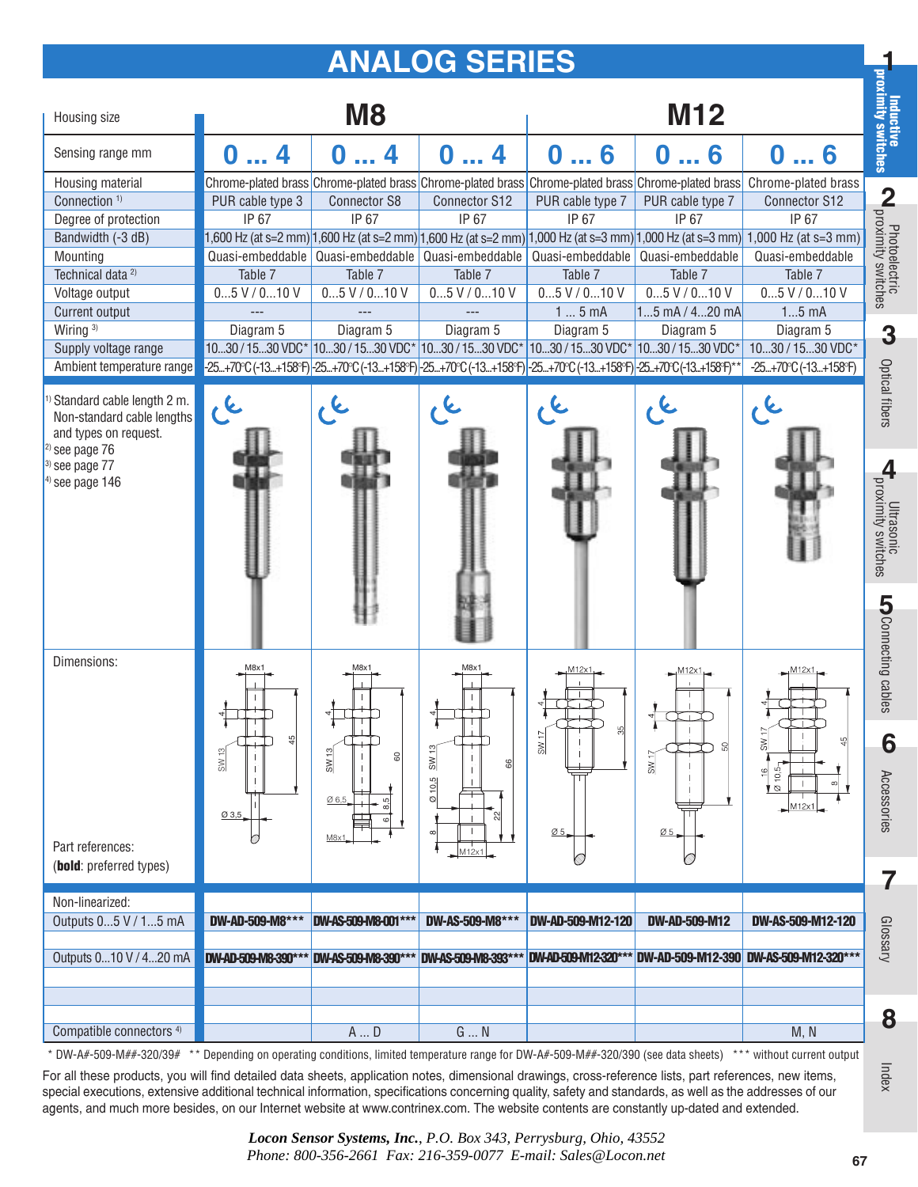# ANALOG SERIES

| Housing size | M8 | | | M12 | | |
|---|---|---|---|---|---|---|
| Sensing range mm | 0 ... 4 | 0 ... 4 | 0 ... 4 | 0 ... 6 | 0 ... 6 | 0 ... 6 |
| Housing material | Chrome-plated brass | Chrome-plated brass | Chrome-plated brass | Chrome-plated brass | Chrome-plated brass | Chrome-plated brass |
| Connection [1] | PUR cable type 3 | Connector S8 | Connector S12 | PUR cable type 7 | PUR cable type 7 | Connector S12 |
| Degree of protection | IP 67 | IP 67 | IP 67 | IP 67 | IP 67 | IP 67 |
| Bandwidth (-3 dB) | 1,600 Hz (at s=2 mm) | 1,600 Hz (at s=2 mm) | 1,600 Hz (at s=2 mm) | 1,000 Hz (at s=3 mm) | 1,000 Hz (at s=3 mm) | 1,000 Hz (at s=3 mm) |
| Mounting | Quasi-embeddable | Quasi-embeddable | Quasi-embeddable | Quasi-embeddable | Quasi-embeddable | Quasi-embeddable |
| Technical data [2] | Table 7 | Table 7 | Table 7 | Table 7 | Table 7 | Table 7 |
| Voltage output | 0...5 V / 0...10 V | 0...5 V / 0...10 V | 0...5 V / 0...10 V | 0...5 V / 0...10 V | 0...5 V / 0...10 V | 0...5 V / 0...10 V |
| Current output | --- | --- | --- | 1 ... 5 mA | 1...5 mA / 4...20 mA | 1...5 mA |
| Wiring [3] | Diagram 5 | Diagram 5 | Diagram 5 | Diagram 5 | Diagram 5 | Diagram 5 |
| Supply voltage range | 10...30 / 15...30 VDC* | 10...30 / 15...30 VDC* | 10...30 / 15...30 VDC* | 10...30 / 15...30 VDC* | 10...30 / 15...30 VDC* | 10...30 / 15...30 VDC* |
| Ambient temperature range | -25...+70°C (-13...+158°F) | -25...+70°C (-13...+158°F) | -25...+70°C (-13...+158°F) | -25...+70°C (-13...+158°F) | -25...+70°C (-13...+158°F)** | -25...+70°C (-13...+158°F) |

[1] Standard cable length 2 m. Non-standard cable lengths and types on request.
[2] see page 76
[3] see page 77
[4] see page 146

Dimensions:

Part references:
(**bold**: preferred types)

| Non-linearized: | | | | | | |
|---|---|---|---|---|---|---|
| Outputs 0...5 V / 1...5 mA | **DW-AD-509-M8*** ** | **DW-AS-509-M8-001*** ** | **DW-AS-509-M8*** ** | **DW-AD-509-M12-120** | **DW-AD-509-M12** | **DW-AS-509-M12-120** |
| Outputs 0...10 V / 4...20 mA | **DW-AD-509-M8-390*** ** | **DW-AS-509-M8-390*** ** | **DW-AS-509-M8-393*** ** | **DW-AD-509-M12-320*** ** | **DW-AD-509-M12-390** | **DW-AS-509-M12-320*** ** |
| Compatible connectors [4] | | A ... D | G ... N | | | M, N |

\* DW-A#-509-M##-320/39# ** Depending on operating conditions, limited temperature range for DW-A#-509-M##-320/390 (see data sheets) *** without current output

For all these products, you will find detailed data sheets, application notes, dimensional drawings, cross-reference lists, part references, new items, special executions, extensive additional technical information, specifications concerning quality, safety and standards, as well as the addresses of our agents, and much more besides, on our Internet website at www.contrinex.com. The website contents are constantly up-dated and extended.

*Locon Sensor Systems, Inc., P.O. Box 343, Perrysburg, Ohio, 43552*
*Phone: 800-356-2661 Fax: 216-359-0077 E-mail: Sales@Locon.net*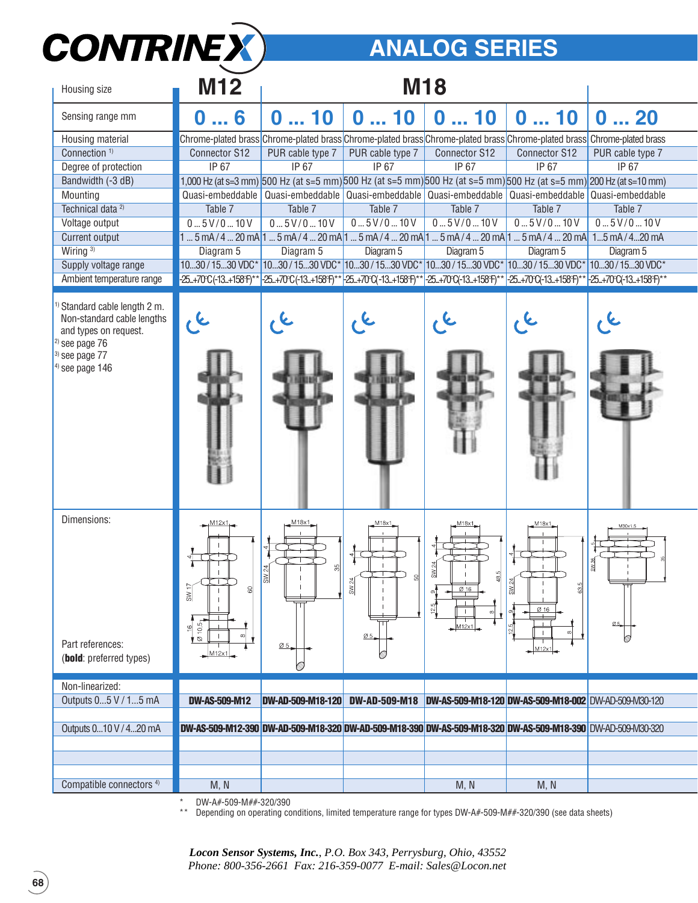# CONTRINEX

## ANALOG SERIES

| Housing size | M12 | M18 | | | | |
|---|---|---|---|---|---|---|
| Sensing range mm | 0 ... 6 | 0 ... 10 | 0 ... 10 | 0 ... 10 | 0 ... 10 | 0 ... 20 |
| Housing material | Chrome-plated brass | Chrome-plated brass | Chrome-plated brass | Chrome-plated brass | Chrome-plated brass | Chrome-plated brass |
| Connection [1] | Connector S12 | PUR cable type 7 | PUR cable type 7 | Connector S12 | Connector S12 | PUR cable type 7 |
| Degree of protection | IP 67 | IP 67 | IP 67 | IP 67 | IP 67 | IP 67 |
| Bandwidth (-3 dB) | 1,000 Hz (at s=3 mm) | 500 Hz (at s=5 mm) | 500 Hz (at s=5 mm) | 500 Hz (at s=5 mm) | 500 Hz (at s=5 mm) | 200 Hz (at s=10 mm) |
| Mounting | Quasi-embeddable | Quasi-embeddable | Quasi-embeddable | Quasi-embeddable | Quasi-embeddable | Quasi-embeddable |
| Technical data [2] | Table 7 | Table 7 | Table 7 | Table 7 | Table 7 | Table 7 |
| Voltage output | 0 ... 5 V / 0 ... 10 V | 0 ... 5 V / 0 ... 10 V | 0 ... 5 V / 0 ... 10 V | 0 ... 5 V / 0 ... 10 V | 0 ... 5 V / 0 ... 10 V | 0 ... 5 V / 0 ... 10 V |
| Current output | 1 ... 5 mA / 4 ... 20 mA | 1 ... 5 mA / 4 ... 20 mA | 1 ... 5 mA / 4 ... 20 mA | 1 ... 5 mA / 4 ... 20 mA | 1 ... 5 mA / 4 ... 20 mA | 1...5 mA / 4...20 mA |
| Wiring [3] | Diagram 5 | Diagram 5 | Diagram 5 | Diagram 5 | Diagram 5 | Diagram 5 |
| Supply voltage range | 10...30 / 15...30 VDC* | 10...30 / 15...30 VDC* | 10...30 / 15...30 VDC* | 10...30 / 15...30 VDC* | 10...30 / 15...30 VDC* | 10...30 / 15...30 VDC* |
| Ambient temperature range | -25...+70°C (-13...+158°F)** | -25...+70°C (-13...+158°F)** | -25...+70°C (-13...+158°F)** | -25...+70°C (-13...+158°F)** | -25...+70°C (-13...+158°F)** | -25...+70°C (-13...+158°F)** |
| Dimensions: | | | | | | |
| Part references: (**bold**: preferred types) | | | | | | |
| Non-linearized: | | | | | | |
| Outputs 0...5 V / 1...5 mA | **DW-AS-509-M12** | **DW-AD-509-M18-120** | **DW-AD-509-M18** | **DW-AS-509-M18-120** | **DW-AS-509-M18-002** | DW-AD-509-M30-120 |
| Outputs 0...10 V / 4...20 mA | **DW-AS-509-M12-390** | **DW-AD-509-M18-320** | **DW-AD-509-M18-390** | **DW-AS-509-M18-320** | **DW-AS-509-M18-390** | DW-AD-509-M30-320 |
| Compatible connectors [4] | M, N | | | M, N | M, N | |

[1] Standard cable length 2 m. Non-standard cable lengths and types on request.
[2] see page 76
[3] see page 77
[4] see page 146

\* DW-A#-509-M##-320/390

\*\* Depending on operating conditions, limited temperature range for types DW-A#-509-M##-320/390 (see data sheets)

*Locon Sensor Systems, Inc., P.O. Box 343, Perrysburg, Ohio, 43552*
*Phone: 800-356-2661 Fax: 216-359-0077 E-mail: Sales@Locon.net*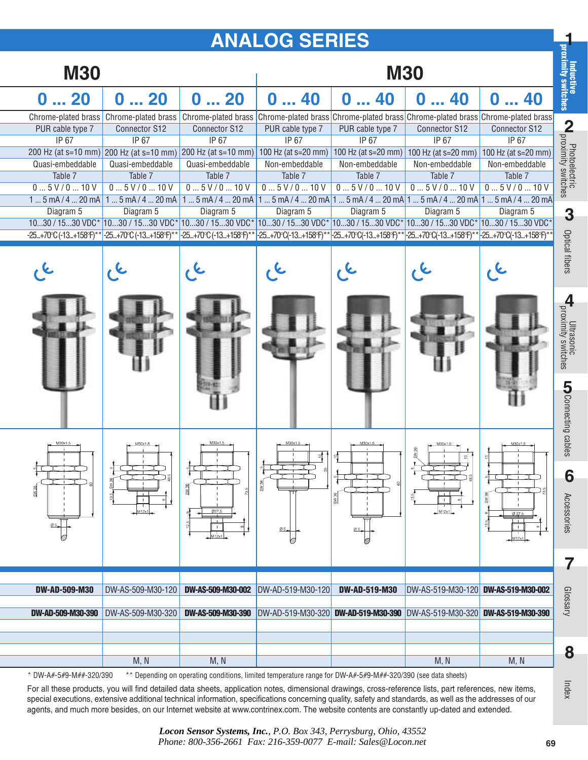# ANALOG SERIES

| M30 | | | M30 | | | |
|---|---|---|---|---|---|---|
| 0 ... 20 | 0 ... 20 | 0 ... 20 | 0 ... 40 | 0 ... 40 | 0 ... 40 | 0 ... 40 |
| Chrome-plated brass | Chrome-plated brass | Chrome-plated brass | Chrome-plated brass | Chrome-plated brass | Chrome-plated brass | Chrome-plated brass |
| PUR cable type 7 | Connector S12 | Connector S12 | PUR cable type 7 | PUR cable type 7 | Connector S12 | Connector S12 |
| IP 67 | IP 67 | IP 67 | IP 67 | IP 67 | IP 67 | IP 67 |
| 200 Hz (at s=10 mm) | 200 Hz (at s=10 mm) | 200 Hz (at s=10 mm) | 100 Hz (at s=20 mm) | 100 Hz (at s=20 mm) | 100 Hz (at s=20 mm) | 100 Hz (at s=20 mm) |
| Quasi-embeddable | Quasi-embeddable | Quasi-embeddable | Non-embeddable | Non-embeddable | Non-embeddable | Non-embeddable |
| Table 7 | Table 7 | Table 7 | Table 7 | Table 7 | Table 7 | Table 7 |
| 0 ... 5 V / 0 ... 10 V | 0 ... 5 V / 0 ... 10 V | 0 ... 5 V / 0 ... 10 V | 0 ... 5 V / 0 ... 10 V | 0 ... 5 V / 0 ... 10 V | 0 ... 5 V / 0 ... 10 V | 0 ... 5 V / 0 ... 10 V |
| 1 ... 5 mA / 4 ... 20 mA | 1 ... 5 mA / 4 ... 20 mA | 1 ... 5 mA / 4 ... 20 mA | 1 ... 5 mA / 4 ... 20 mA | 1 ... 5 mA / 4 ... 20 mA | 1 ... 5 mA / 4 ... 20 mA | 1 ... 5 mA / 4 ... 20 mA |
| Diagram 5 | Diagram 5 | Diagram 5 | Diagram 5 | Diagram 5 | Diagram 5 | Diagram 5 |
| 10...30 / 15...30 VDC* | 10...30 / 15...30 VDC* | 10...30 / 15...30 VDC* | 10...30 / 15...30 VDC* | 10...30 / 15...30 VDC* | 10...30 / 15...30 VDC* | 10...30 / 15...30 VDC* |
| -25...+70°C (-13...+158°F)** | -25...+70°C (-13...+158°F)** | -25...+70°C (-13...+158°F)** | -25...+70°C (-13...+158°F)** | -25...+70°C (-13...+158°F)** | -25...+70°C (-13...+158°F)** | -25...+70°C (-13...+158°F)** |
| **DW-AD-509-M30** | DW-AS-509-M30-120 | **DW-AS-509-M30-002** | DW-AD-519-M30-120 | **DW-AD-519-M30** | DW-AS-519-M30-120 | **DW-AS-519-M30-002** |
| **DW-AD-509-M30-390** | DW-AS-509-M30-320 | **DW-AS-509-M30-390** | DW-AD-519-M30-320 | **DW-AD-519-M30-390** | DW-AS-519-M30-320 | **DW-AS-519-M30-390** |
| | M, N | M, N | | | M, N | M, N |

\* DW-A#-5#9-M##-320/390  ** Depending on operating conditions, limited temperature range for DW-A#-5#9-M##-320/390 (see data sheets)

For all these products, you will find detailed data sheets, application notes, dimensional drawings, cross-reference lists, part references, new items, special executions, extensive additional technical information, specifications concerning quality, safety and standards, as well as the addresses of our agents, and much more besides, on our Internet website at www.contrinex.com. The website contents are constantly up-dated and extended.

*Locon Sensor Systems, Inc., P.O. Box 343, Perrysburg, Ohio, 43552*
*Phone: 800-356-2661 Fax: 216-359-0077 E-mail: Sales@Locon.net*